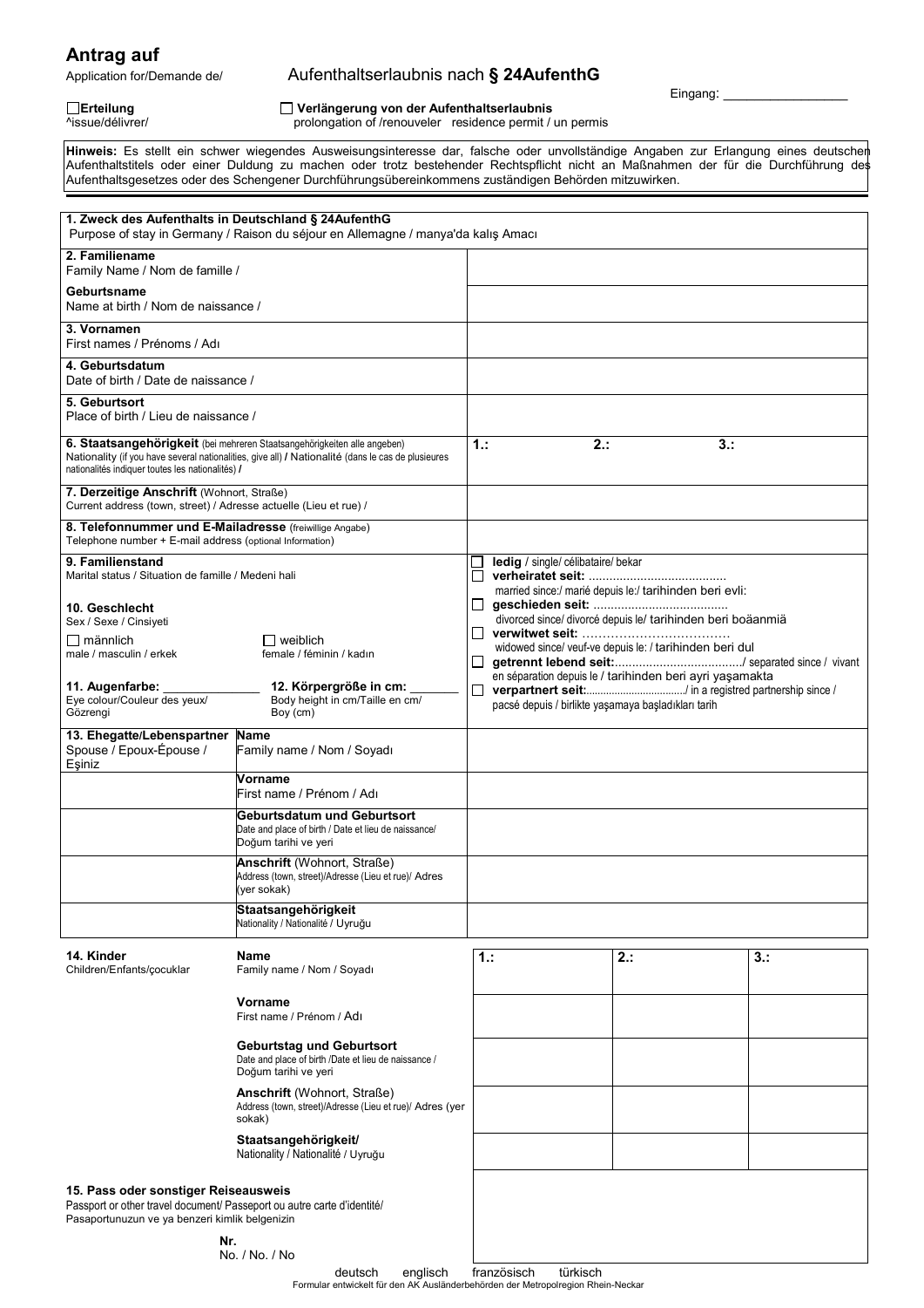# Antrag auf

Application for/Demande de/ **Aufenthaltserlaubnis nach § 24AufenthG**

Eingang: _________________

☐ **Erteilung** ^issue/délivrer/ ☐ **Verlängerung von der Aufenthaltserlaubnis** prolongation of /renouveler residence permit / un permis

**Hinweis:** Es stellt ein schwer wiegendes Ausweisungsinteresse dar, falsche oder unvollständige Angaben zur Erlangung eines deutschen Aufenthaltstitels oder einer Duldung zu machen oder trotz bestehender Rechtspflicht nicht an Maßnahmen der für die Durchführung des Aufenthaltsgesetzes oder des Schengener Durchführungsübereinkommens zuständigen Behörden mitzuwirken.

| | |
|---|---|
| **1. Zweck des Aufenthalts in Deutschland § 24AufenthG** Purpose of stay in Germany / Raison du séjour en Allemagne / manya'da kalış Amacı | |
| **2. Familiename** Family Name / Nom de famille / | |
| **Geburtsname** Name at birth / Nom de naissance / | |
| **3. Vornamen** First names / Prénoms / Adı | |
| **4. Geburtsdatum** Date of birth / Date de naissance / | |
| **5. Geburtsort** Place of birth / Lieu de naissance / | |
| **6. Staatsangehörigkeit** (bei mehreren Staatsangehörigkeiten alle angeben) Nationality (if you have several nationalities, give all) / Nationalité (dans le cas de plusieures nationalités indiquer toutes les nationalités) / | **1.:** **2.:** **3.:** |
| **7. Derzeitige Anschrift** (Wohnort, Straße) Current address (town, street) / Adresse actuelle (Lieu et rue) / | |
| **8. Telefonnummer und E-Mailadresse** (freiwillige Angabe) Telephone number + E-mail address (optional Information) | |
| **9. Familienstand** Marital status / Situation de famille / Medeni hali<br><br>**10. Geschlecht** Sex / Sexe / Cinsiyeti<br>☐ männlich male / masculin / erkek ☐ weiblich female / féminin / kadın<br><br>**11. Augenfarbe:** ______________ Eye colour/Couleur des yeux/ Gözrengi **12. Körpergröße in cm:** _______ Body height in cm/Taille en cm/ Boy (cm) | ☐ **ledig** / single/ célibataire/ bekar<br>☐ **verheiratet seit:** ........................................ married since:/ marié depuis le:/ tarihinden beri evli:<br>☐ **geschieden seit:** ....................................... divorced since/ divorcé depuis le/ tarihinden beri boäanmiä<br>☐ **verwitwet seit:** ………………………………… widowed since/ veuf-ve depuis le: / tarihinden beri dul<br>☐ **getrennt lebend seit:**...................................../ separated since / vivant en séparation depuis le / tarihinden beri ayri yaşamakta<br>☐ **verpartnert seit:**................................../ in a registred partnership since / pacsé depuis / birlikte yaşamaya başladıkları tarih |

| **13. Ehegatte/Lebenspartner** Spouse / Epoux-Épouse / Eşiniz | | |
|---|---|---|
| | **Name** Family name / Nom / Soyadı | |
| | **Vorname** First name / Prénom / Adı | |
| | **Geburtsdatum und Geburtsort** Date and place of birth / Date et lieu de naissance/ Doğum tarihi ve yeri | |
| | **Anschrift** (Wohnort, Straße) Address (town, street)/Adresse (Lieu et rue)/ Adres (yer sokak) | |
| | **Staatsangehörigkeit** Nationality / Nationalité / Uyruğu | |

| **14. Kinder** Children/Enfants/çocuklar | | **1.:** | **2.:** | **3.:** |
|---|---|---|---|---|
| | **Name** Family name / Nom / Soyadı | | | |
| | **Vorname** First name / Prénom / Adı | | | |
| | **Geburtstag und Geburtsort** Date and place of birth /Date et lieu de naissance / Doğum tarihi ve yeri | | | |
| | **Anschrift** (Wohnort, Straße) Address (town, street)/Adresse (Lieu et rue)/ Adres (yer sokak) | | | |
| | **Staatsangehörigkeit/** Nationality / Nationalité / Uyruğu | | | |

| | |
|---|---|
| **15. Pass oder sonstiger Reiseausweis** Passport or other travel document/ Passeport ou autre carte d'identité/ Pasaportunuzun ve ya benzeri kimlik belgenizin<br><br>**Nr.** No. / No. / No | |

deutsch englisch französisch türkisch

Formular entwickelt für den AK Ausländerbehörden der Metropolregion Rhein-Neckar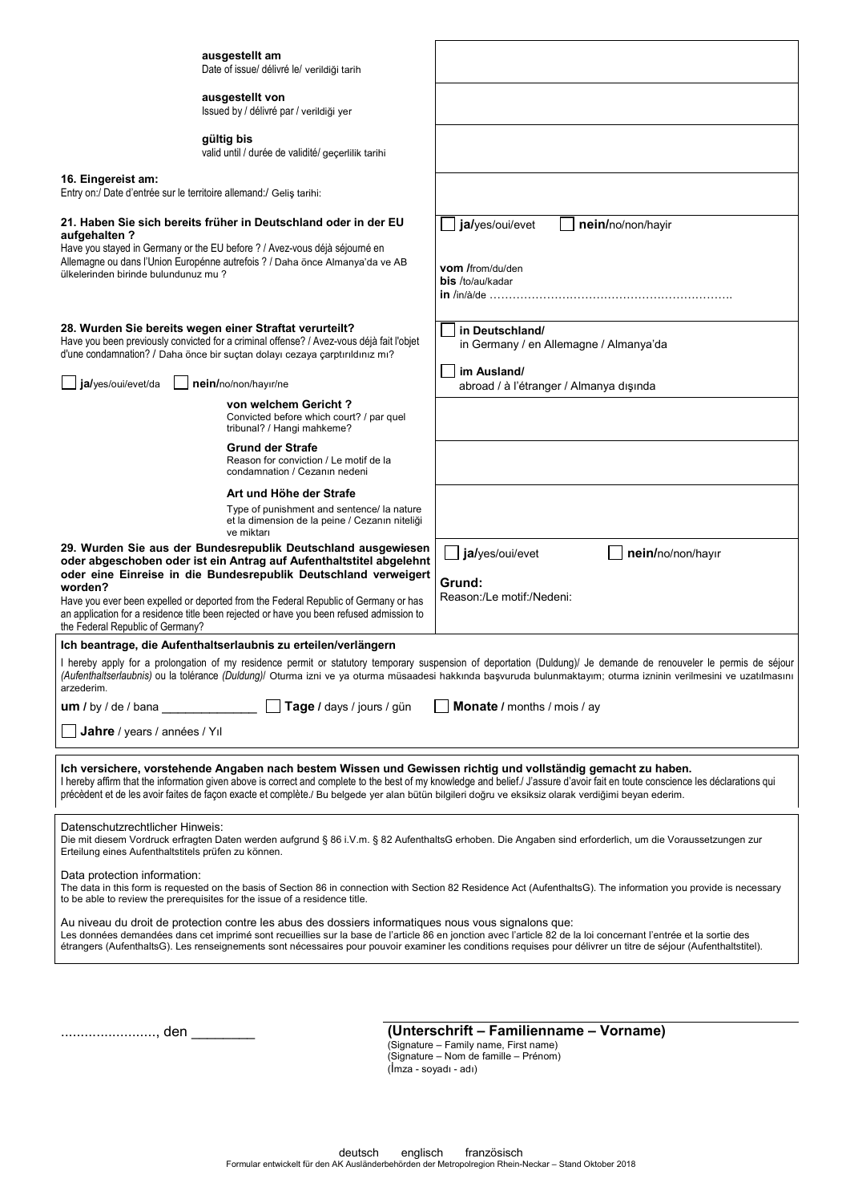| | |
|---|---|
| **ausgestellt am**<br>Date of issue/ délivré le/ verildiği tarih | |
| **ausgestellt von**<br>Issued by / délivré par / verildiği yer | |
| **gültig bis**<br>valid until / durée de validité/ geçerlilik tarihi | |
| **16. Eingereist am:**<br>Entry on:/ Date d'entrée sur le territoire allemand:/ Geliş tarihi: | |
| **21. Haben Sie sich bereits früher in Deutschland oder in der EU aufgehalten ?**<br>Have you stayed in Germany or the EU before ? / Avez-vous déjà séjourné en Allemagne ou dans l'Union Europénne autrefois ? / Daha önce Almanya'da ve AB ülkelerinden birinde bulundunuz mu ? | ☐ **ja**/yes/oui/evet ☐ **nein**/no/non/hayir<br><br>**vom** /from/du/den<br>**bis** /to/au/kadar<br>**in** /in/à/de ………………………………………………………. |
| **28. Wurden Sie bereits wegen einer Straftat verurteilt?**<br>Have you been previously convicted for a criminal offense? / Avez-vous déjà fait l'objet d'une condamnation? / Daha önce bir suçtan dolayı cezaya çarptırıldınız mı?<br><br>☐ **ja**/yes/oui/evet/da ☐ **nein**/no/non/hayır/ne | ☐ **in Deutschland**/<br>in Germany / en Allemagne / Almanya'da<br><br>☐ **im Ausland**/<br>abroad / à l'étranger / Almanya dışında |
| **von welchem Gericht ?**<br>Convicted before which court? / par quel tribunal? / Hangi mahkeme? | |
| **Grund der Strafe**<br>Reason for conviction / Le motif de la condamnation / Cezanın nedeni | |
| **Art und Höhe der Strafe**<br>Type of punishment and sentence/ la nature et la dimension de la peine / Cezanın niteliği ve miktarı | |
| **29. Wurden Sie aus der Bundesrepublik Deutschland ausgewiesen oder abgeschoben oder ist ein Antrag auf Aufenthaltstitel abgelehnt oder eine Einreise in die Bundesrepublik Deutschland verweigert worden?**<br>Have you ever been expelled or deported from the Federal Republic of Germany or has an application for a residence title been rejected or have you been refused admission to the Federal Republic of Germany? | ☐ **ja**/yes/oui/evet ☐ **nein**/no/non/hayır<br><br>**Grund:**<br>Reason:/Le motif:/Nedeni: |

**Ich beantrage, die Aufenthaltserlaubnis zu erteilen/verlängern**

I hereby apply for a prolongation of my residence permit or statutory temporary suspension of deportation (Duldung)/ Je demande de renouveler le permis de séjour *(Aufenthaltserlaubnis)* ou la tolérance *(Duldung)*/ Oturma izni ve ya oturma müsaadesi hakkında başvuruda bulunmaktayım; oturma izninin verilmesi ve uzatılmasını arzederim.

**um /** by / de / bana ______________ ☐ **Tage /** days / jours / gün ☐ **Monate /** months / mois / ay

☐ **Jahre** / years / années / Yıl

**Ich versichere, vorstehende Angaben nach bestem Wissen und Gewissen richtig und vollständig gemacht zu haben.**
I hereby affirm that the information given above is correct and complete to the best of my knowledge and belief./ J'assure d'avoir fait en toute conscience les déclarations qui précèdent et de les avoir faites de façon exacte et complète./ Bu belgede yer alan bütün bilgileri doğru ve eksiksiz olarak verdiğimi beyan ederim.

Datenschutzrechtlicher Hinweis:
Die mit diesem Vordruck erfragten Daten werden aufgrund § 86 i.V.m. § 82 AufenthaltsG erhoben. Die Angaben sind erforderlich, um die Voraussetzungen zur Erteilung eines Aufenthaltstitels prüfen zu können.

Data protection information:
The data in this form is requested on the basis of Section 86 in connection with Section 82 Residence Act (AufenthaltsG). The information you provide is necessary to be able to review the prerequisites for the issue of a residence title.

Au niveau du droit de protection contre les abus des dossiers informatiques nous vous signalons que:
Les données demandées dans cet imprimé sont recueillies sur la base de l'article 86 en jonction avec l'article 82 de la loi concernant l'entrée et la sortie des étrangers (AufenthaltsG). Les renseignements sont nécessaires pour pouvoir examiner les conditions requises pour délivrer un titre de séjour (Aufenthaltstitel).

........................, den ________

**(Unterschrift – Familienname – Vorname)**
(Signature – Family name, First name)
(Signature – Nom de famille – Prénom)
(İmza - soyadı - adı)

deutsch englisch französisch
Formular entwickelt für den AK Ausländerbehörden der Metropolregion Rhein-Neckar – Stand Oktober 2018